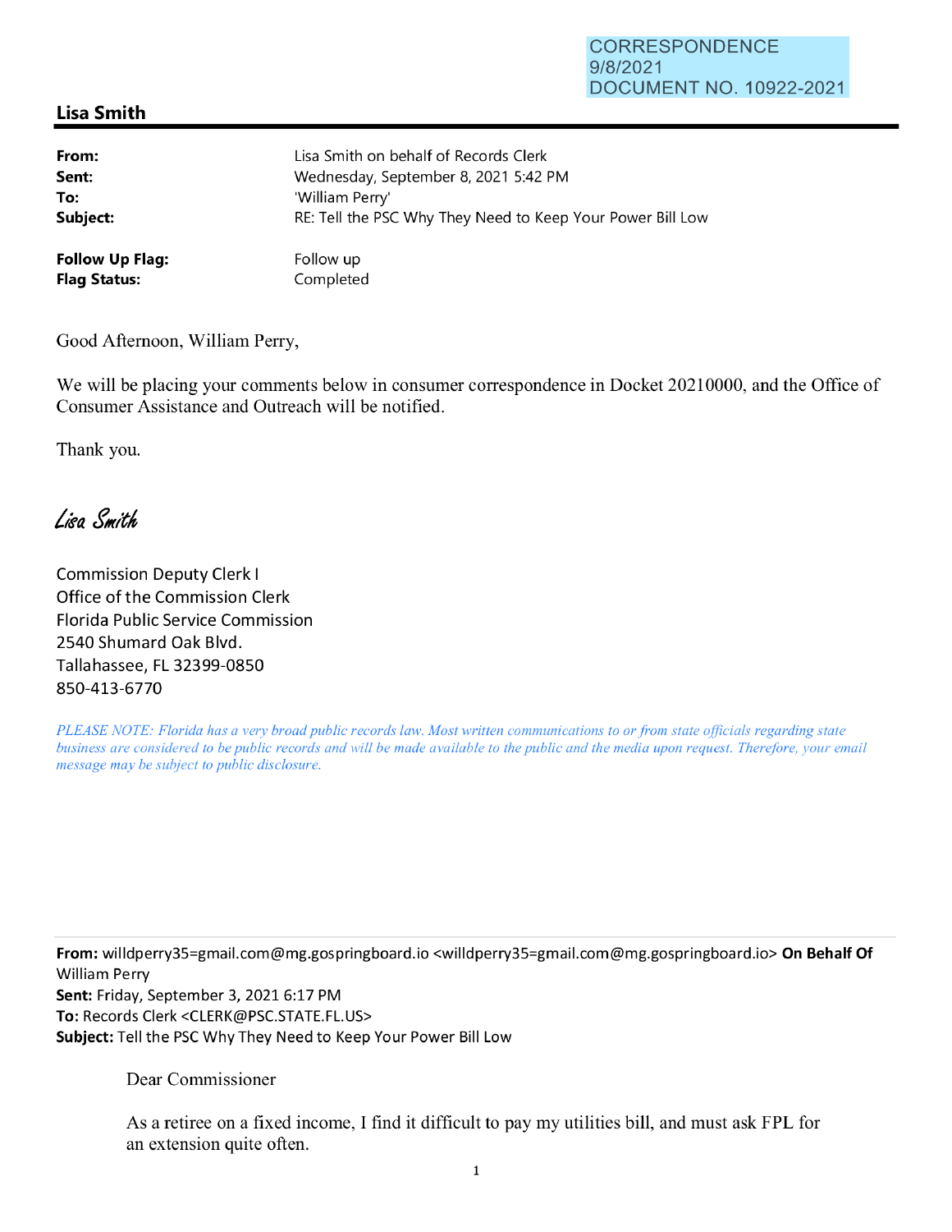CORRESPONDENCE
9/8/2021
DOCUMENT NO. 10922-2021

## Lisa Smith

| | |
|---|---|
| **From:** | Lisa Smith on behalf of Records Clerk |
| **Sent:** | Wednesday, September 8, 2021 5:42 PM |
| **To:** | 'William Perry' |
| **Subject:** | RE: Tell the PSC Why They Need to Keep Your Power Bill Low |
| **Follow Up Flag:** | Follow up |
| **Flag Status:** | Completed |

Good Afternoon, William Perry,

We will be placing your comments below in consumer correspondence in Docket 20210000, and the Office of Consumer Assistance and Outreach will be notified.

Thank you.

*Lisa Smith*

Commission Deputy Clerk I
Office of the Commission Clerk
Florida Public Service Commission
2540 Shumard Oak Blvd.
Tallahassee, FL 32399-0850
850-413-6770

*PLEASE NOTE: Florida has a very broad public records law. Most written communications to or from state officials regarding state business are considered to be public records and will be made available to the public and the media upon request. Therefore, your email message may be subject to public disclosure.*

---

**From:** willdperry35=gmail.com@mg.gospringboard.io <willdperry35=gmail.com@mg.gospringboard.io> **On Behalf Of** William Perry
**Sent:** Friday, September 3, 2021 6:17 PM
**To:** Records Clerk <CLERK@PSC.STATE.FL.US>
**Subject:** Tell the PSC Why They Need to Keep Your Power Bill Low

Dear Commissioner

As a retiree on a fixed income, I find it difficult to pay my utilities bill, and must ask FPL for an extension quite often.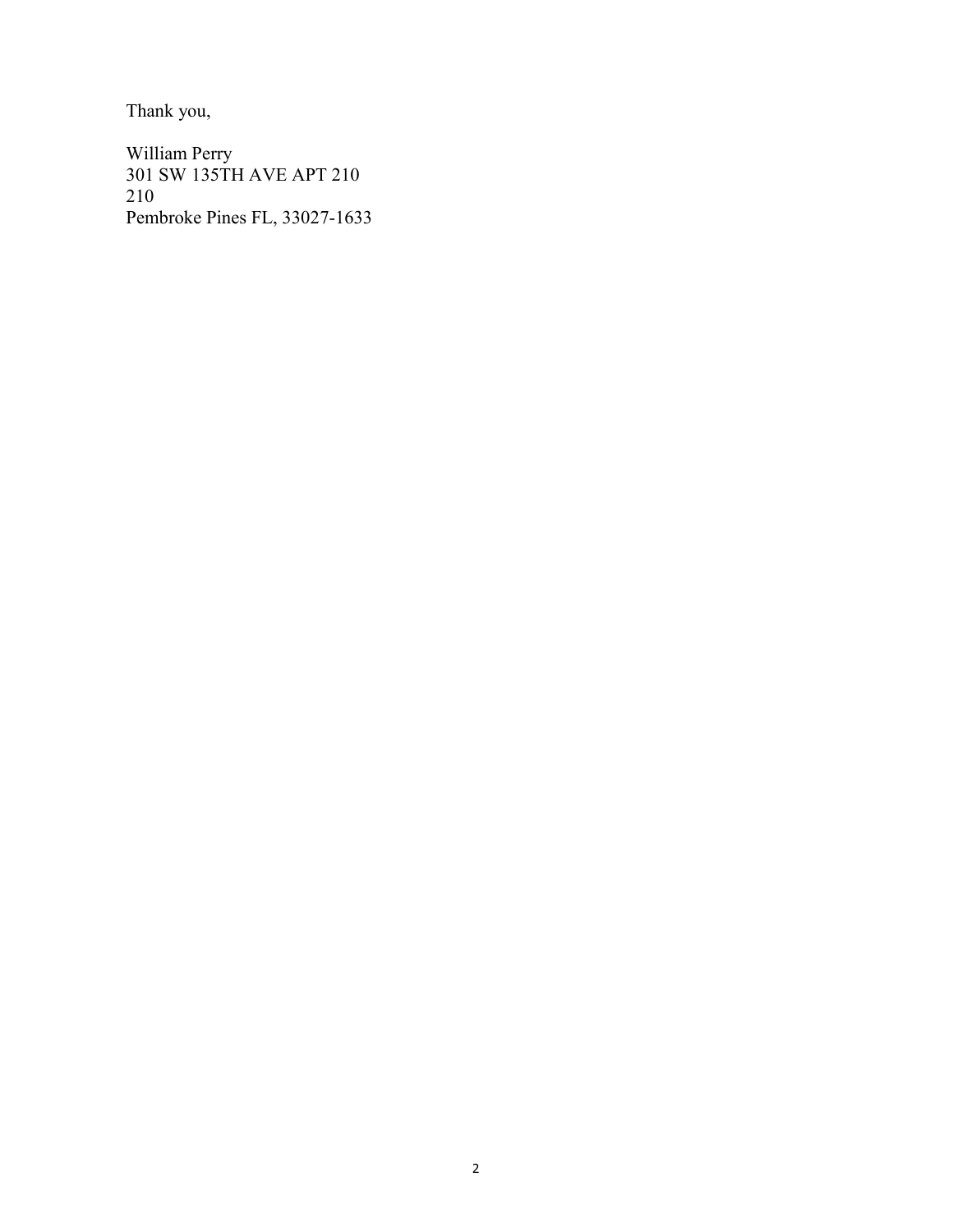Thank you,

William Perry
301 SW 135TH AVE APT 210
210
Pembroke Pines FL, 33027-1633